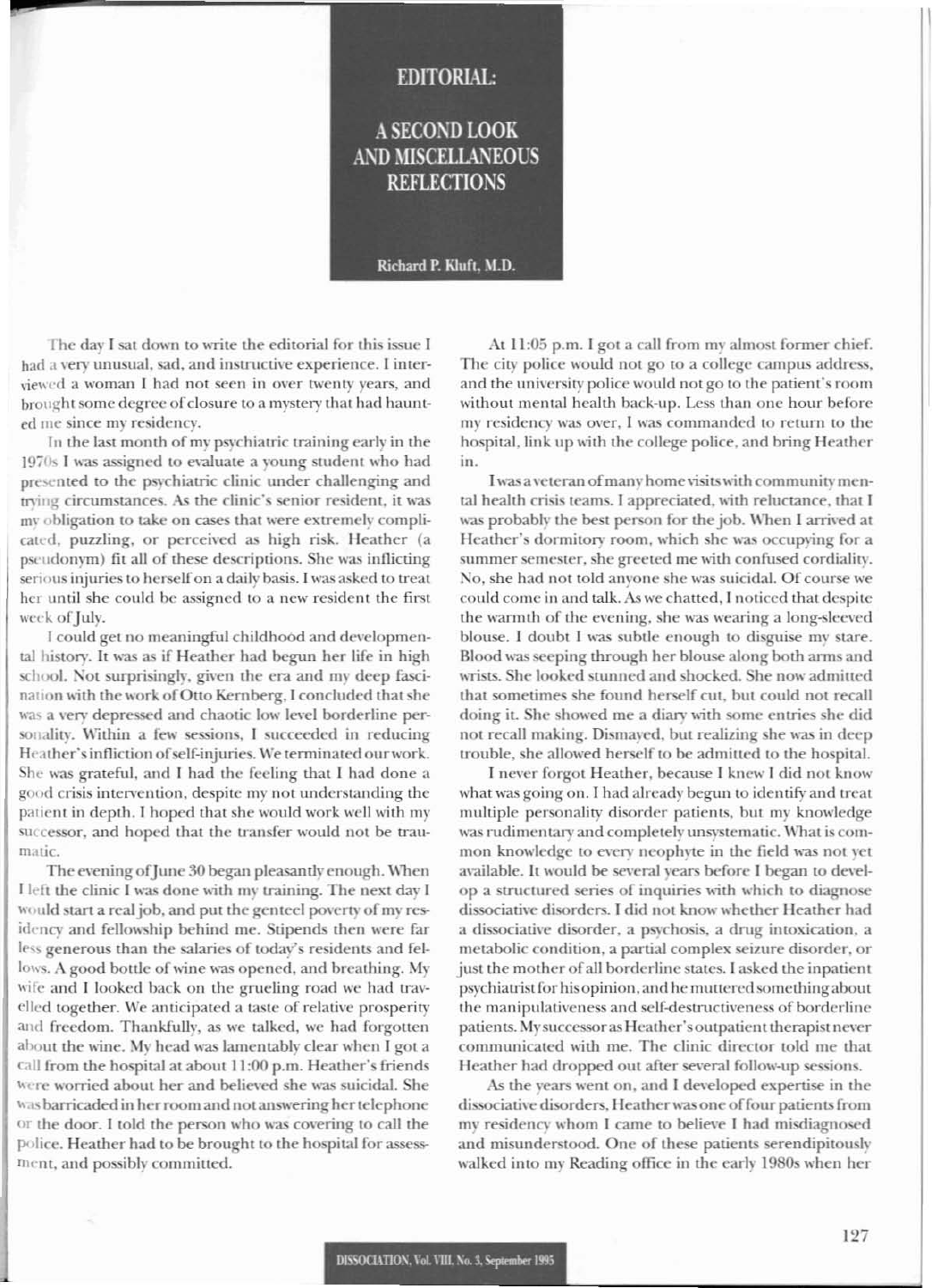# EDITORIAL:

## A SECOND LOOK AND MISCELLANEOUS REFLECTIONS

**Richard P. Kluft, M.D.**

The day I sat down to write the editorial for this issue I had a very unusual, sad, and instructive experience. I interviewed a woman I had not seen in over twenty years, and brought some degree of closure to a mystery that had haunted me since my residency.

In the last month of my psychiatric training early in the 1970s I was assigned to evaluate a young student who had presented to the psychiatric clinic under challenging and trying circumstances. As the clinic's senior resident, it was my obligation to take on cases that were extremely complicated, puzzling, or perceived as high risk. Heather (a pseudonym) fit all of these descriptions. She was inflicting serious injuries to herself on a daily basis. I was asked to treat her until she could be assigned to a new resident the first week of July.

I could get no meaningful childhood and developmental history. It was as if Heather had begun her life in high school. Not surprisingly, given the era and my deep fascination with the work of Otto Kernberg, I concluded that she was a very depressed and chaotic low level borderline personality. Within a few sessions, I succeeded in reducing Heather's infliction of self-injuries. We terminated our work. She was grateful, and I had the feeling that I had done a good crisis intervention, despite my not understanding the patient in depth. I hoped that she would work well with my successor, and hoped that the transfer would not be traumatic.

The evening of June 30 began pleasantly enough. When I left the clinic I was done with my training. The next day I would start a real job, and put the genteel poverty of my residency and fellowship behind me. Stipends then were far less generous than the salaries of today's residents and fellows. A good bottle of wine was opened, and breathing. My wife and I looked back on the grueling road we had travelled together. We anticipated a taste of relative prosperity and freedom. Thankfully, as we talked, we had forgotten about the wine. My head was lamentably clear when I got a call from the hospital at about 11:00 p.m. Heather's friends were worried about her and believed she was suicidal. She was barricaded in her room and not answering her telephone or the door. I told the person who was covering to call the police. Heather had to be brought to the hospital for assessment, and possibly committed.

At 11:05 p.m. I got a call from my almost former chief. The city police would not go to a college campus address, and the university police would not go to the patient's room without mental health back-up. Less than one hour before my residency was over, I was commanded to return to the hospital, link up with the college police, and bring Heather in.

I was a veteran of many home visits with community mental health crisis teams. I appreciated, with reluctance, that I was probably the best person for the job. When I arrived at Heather's dormitory room, which she was occupying for a summer semester, she greeted me with confused cordiality. No, she had not told anyone she was suicidal. Of course we could come in and talk. As we chatted, I noticed that despite the warmth of the evening, she was wearing a long-sleeved blouse. I doubt I was subtle enough to disguise my stare. Blood was seeping through her blouse along both arms and wrists. She looked stunned and shocked. She now admitted that sometimes she found herself cut, but could not recall doing it. She showed me a diary with some entries she did not recall making. Dismayed, but realizing she was in deep trouble, she allowed herself to be admitted to the hospital.

I never forgot Heather, because I knew I did not know what was going on. I had already begun to identify and treat multiple personality disorder patients, but my knowledge was rudimentary and completely unsystematic. What is common knowledge to every neophyte in the field was not yet available. It would be several years before I began to develop a structured series of inquiries with which to diagnose dissociative disorders. I did not know whether Heather had a dissociative disorder, a psychosis, a drug intoxication, a metabolic condition, a partial complex seizure disorder, or just the mother of all borderline states. I asked the inpatient psychiatrist for his opinion, and he muttered something about the manipulativeness and self-destructiveness of borderline patients. My successor as Heather's outpatient therapist never communicated with me. The clinic director told me that Heather had dropped out after several follow-up sessions.

As the years went on, and I developed expertise in the dissociative disorders, Heather was one of four patients from my residency whom I came to believe I had misdiagnosed and misunderstood. One of these patients serendipitously walked into my Reading office in the early 1980s when her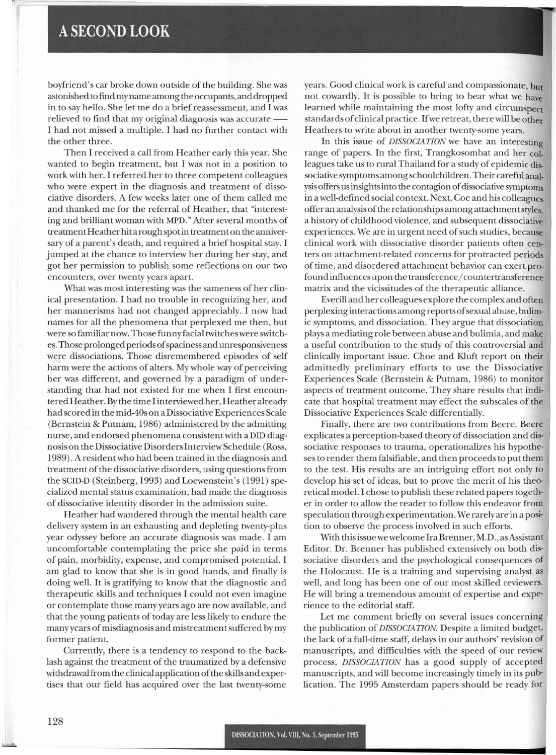boyfriend's car broke down outside of the building. She was astonished to find my name among the occupants, and dropped in to say hello. She let me do a brief reassessment, and I was relieved to find that my original diagnosis was accurate — I had not missed a multiple. I had no further contact with the other three.

Then I received a call from Heather early this year. She wanted to begin treatment, but I was not in a position to work with her. I referred her to three competent colleagues who were expert in the diagnosis and treatment of dissociative disorders. A few weeks later one of them called me and thanked me for the referral of Heather, that "interesting and brilliant woman with MPD." After several months of treatment Heather hit a rough spot in treatment on the anniversary of a parent's death, and required a brief hospital stay. I jumped at the chance to interview her during her stay, and got her permission to publish some reflections on our two encounters, over twenty years apart.

What was most interesting was the sameness of her clinical presentation. I had no trouble in recognizing her, and her mannerisms had not changed appreciably. I now had names for all the phenomena that perplexed me then, but were so familiar now. Those funny facial twitches were switches. Those prolonged periods of spaciness and unresponsiveness were dissociations. Those disremembered episodes of self harm were the actions of alters. My whole way of perceiving her was different, and governed by a paradigm of understanding that had not existed for me when I first encountered Heather. By the time I interviewed her, Heather already had scored in the mid-40s on a Dissociative Experiences Scale (Bernstein & Putnam, 1986) administered by the admitting nurse, and endorsed phenomena consistent with a DID diagnosis on the Dissociative Disorders Interview Schedule (Ross, 1989). A resident who had been trained in the diagnosis and treatment of the dissociative disorders, using questions from the SCID-D (Steinberg, 1993) and Loewenstein's (1991) specialized mental status examination, had made the diagnosis of dissociative identity disorder in the admission suite.

Heather had wandered through the mental health care delivery system in an exhausting and depleting twenty-plus year odyssey before an accurate diagnosis was made. I am uncomfortable contemplating the price she paid in terms of pain, morbidity, expense, and compromised potential. I am glad to know that she is in good hands, and finally is doing well. It is gratifying to know that the diagnostic and therapeutic skills and techniques I could not even imagine or contemplate those many years ago are now available, and that the young patients of today are less likely to endure the many years of misdiagnosis and mistreatment suffered by my former patient.

Currently, there is a tendency to respond to the backlash against the treatment of the traumatized by a defensive withdrawal from the clinical application of the skills and expertises that our field has acquired over the last twenty-some years. Good clinical work is careful and compassionate, but not cowardly. It is possible to bring to bear what we have learned while maintaining the most lofty and circumspect standards of clinical practice. If we retreat, there will be other Heathers to write about in another twenty-some years.

In this issue of *DISSOCIATION* we have an interesting range of papers. In the first, Trangkosombat and her colleagues take us to rural Thailand for a study of epidemic dissociative symptoms among schoolchildren. Their careful analysis offers us insights into the contagion of dissociative symptoms in a well-defined social context. Next, Coe and his colleagues offer an analysis of the relationships among attachment styles, a history of childhood violence, and subsequent dissociative experiences. We are in urgent need of such studies, because clinical work with dissociative disorder patients often centers on attachment-related concerns for protracted periods of time, and disordered attachment behavior can exert profound influences upon the transference/countertransference matrix and the vicissitudes of the therapeutic alliance.

Everill and her colleagues explore the complex and often perplexing interactions among reports of sexual abuse, bulimic symptoms, and dissociation. They argue that dissociation plays a mediating role between abuse and bulimia, and make a useful contribution to the study of this controversial and clinically important issue. Choe and Kluft report on their admittedly preliminary efforts to use the Dissociative Experiences Scale (Bernstein & Putnam, 1986) to monitor aspects of treatment outcome. They share results that indicate that hospital treatment may effect the subscales of the Dissociative Experiences Scale differentially.

Finally, there are two contributions from Beere. Beere explicates a perception-based theory of dissociation and dissociative responses to trauma, operationalizes his hypotheses to render them falsifiable, and then proceeds to put them to the test. His results are an intriguing effort not only to develop his set of ideas, but to prove the merit of his theoretical model. I chose to publish these related papers together in order to allow the reader to follow this endeavor from speculation through experimentation. We rarely are in a position to observe the process involved in such efforts.

With this issue we welcome Ira Brenner, M.D., as Assistant Editor. Dr. Brenner has published extensively on both dissociative disorders and the psychological consequences of the Holocaust. He is a training and supervising analyst as well, and long has been one of our most skilled reviewers. He will bring a tremendous amount of expertise and experience to the editorial staff.

Let me comment briefly on several issues concerning the publication of *DISSOCIATION*. Despite a limited budget, the lack of a full-time staff, delays in our authors' revision of manuscripts, and difficulties with the speed of our review process, *DISSOCIATION* has a good supply of accepted manuscripts, and will become increasingly timely in its publication. The 1995 Amsterdam papers should be ready for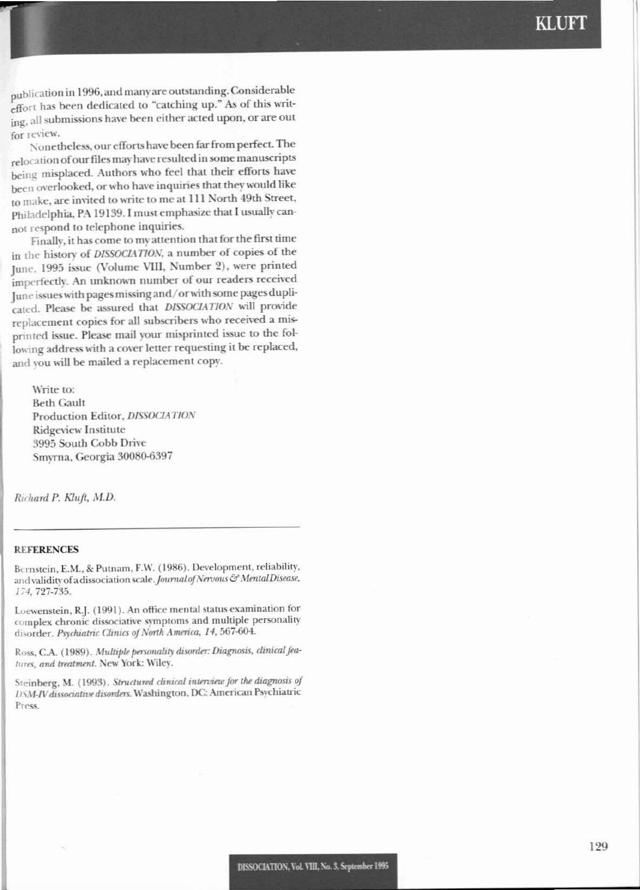publication in 1996, and many are outstanding. Considerable effort has been dedicated to "catching up." As of this writing, all submissions have been either acted upon, or are out for review.

Nonetheless, our efforts have been far from perfect. The relocation of our files may have resulted in some manuscripts being misplaced. Authors who feel that their efforts have been overlooked, or who have inquiries that they would like to make, are invited to write to me at 111 North 49th Street, Philadelphia, PA 19139. I must emphasize that I usually cannot respond to telephone inquiries.

Finally, it has come to my attention that for the first time in the history of *DISSOCIATION*, a number of copies of the June, 1995 issue (Volume VIII, Number 2), were printed imperfectly. An unknown number of our readers received June issues with pages missing and/or with some pages duplicated. Please be assured that *DISSOCIATION* will provide replacement copies for all subscribers who received a misprinted issue. Please mail your misprinted issue to the following address with a cover letter requesting it be replaced, and you will be mailed a replacement copy.

Write to:
Beth Gault
Production Editor, *DISSOCIATION*
Ridgeview Institute
3995 South Cobb Drive
Smyrna, Georgia 30080-6397

*Richard P. Kluft, M.D.*

---

## REFERENCES

Bernstein, E.M., & Putnam, F.W. (1986). Development, reliability, and validity of a dissociation scale. *Journal of Nervous & Mental Disease, 174*, 727-735.

Loewenstein, R.J. (1991). An office mental status examination for complex chronic dissociative symptoms and multiple personality disorder. *Psychiatric Clinics of North America, 14*, 567-604.

Ross, C.A. (1989). *Multiple personality disorder: Diagnosis, clinical features, and treatment.* New York: Wiley.

Steinberg, M. (1993). *Structured clinical interview for the diagnosis of DSM-IV dissociative disorders.* Washington, DC: American Psychiatric Press.